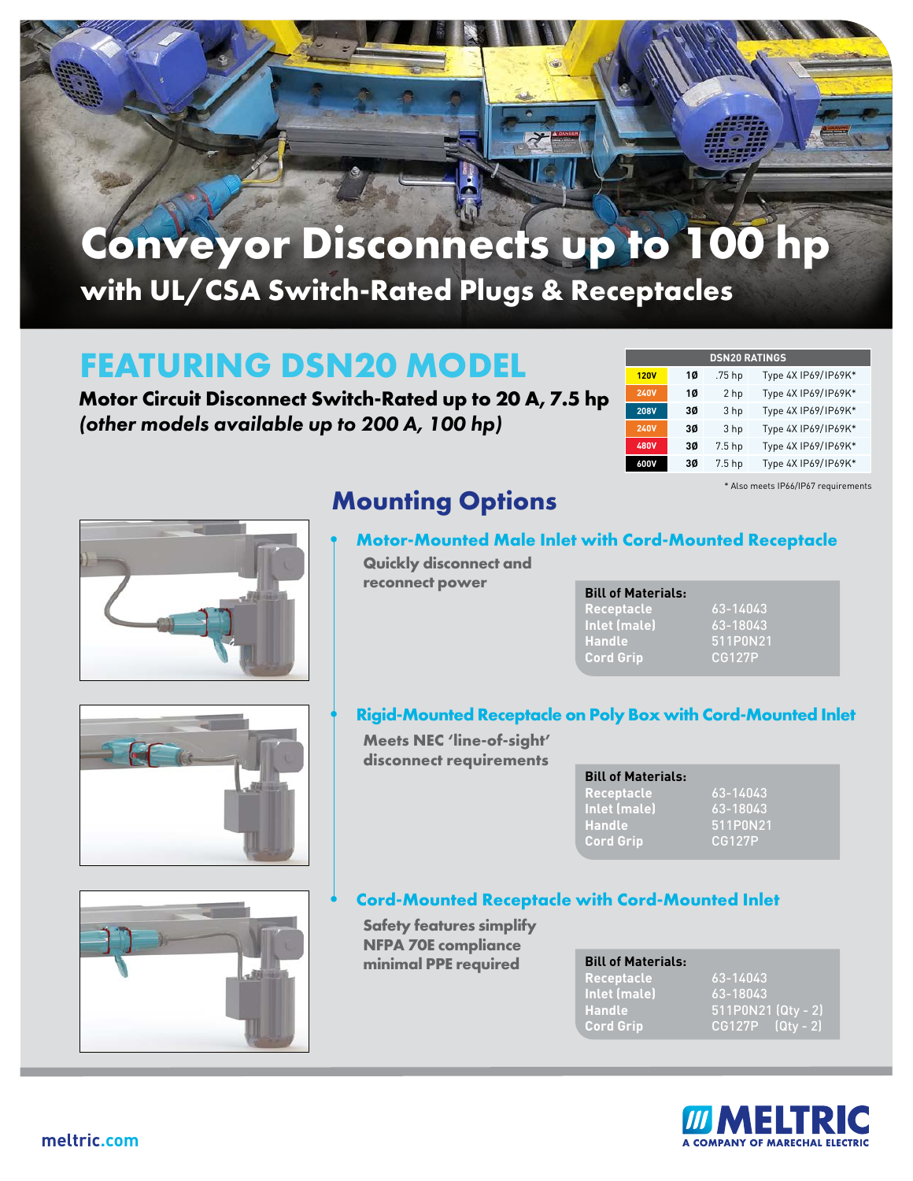# Conveyor Disconnects up to 100 hp

## with UL/CSA Switch-Rated Plugs & Receptacles

## FEATURING DSN20 MODEL

**Motor Circuit Disconnect Switch-Rated up to 20 A, 7.5 hp**
***(other models available up to 200 A, 100 hp)***

| DSN20 RATINGS | | | |
|---|---|---|---|
| 120V | 1Ø | .75 hp | Type 4X IP69/IP69K* |
| 240V | 1Ø | 2 hp | Type 4X IP69/IP69K* |
| 208V | 3Ø | 3 hp | Type 4X IP69/IP69K* |
| 240V | 3Ø | 3 hp | Type 4X IP69/IP69K* |
| 480V | 3Ø | 7.5 hp | Type 4X IP69/IP69K* |
| 600V | 3Ø | 7.5 hp | Type 4X IP69/IP69K* |

* Also meets IP66/IP67 requirements

## Mounting Options

### Motor-Mounted Male Inlet with Cord-Mounted Receptacle

**Quickly disconnect and reconnect power**

| Bill of Materials: | |
|---|---|
| Receptacle | 63-14043 |
| Inlet (male) | 63-18043 |
| Handle | 511P0N21 |
| Cord Grip | CG127P |

### Rigid-Mounted Receptacle on Poly Box with Cord-Mounted Inlet

**Meets NEC 'line-of-sight' disconnect requirements**

| Bill of Materials: | |
|---|---|
| Receptacle | 63-14043 |
| Inlet (male) | 63-18043 |
| Handle | 511P0N21 |
| Cord Grip | CG127P |

### Cord-Mounted Receptacle with Cord-Mounted Inlet

**Safety features simplify NFPA 70E compliance minimal PPE required**

| Bill of Materials: | |
|---|---|
| Receptacle | 63-14043 |
| Inlet (male) | 63-18043 |
| Handle | 511P0N21 (Qty - 2) |
| Cord Grip | CG127P (Qty - 2) |

meltric.com

MELTRIC
A COMPANY OF MARECHAL ELECTRIC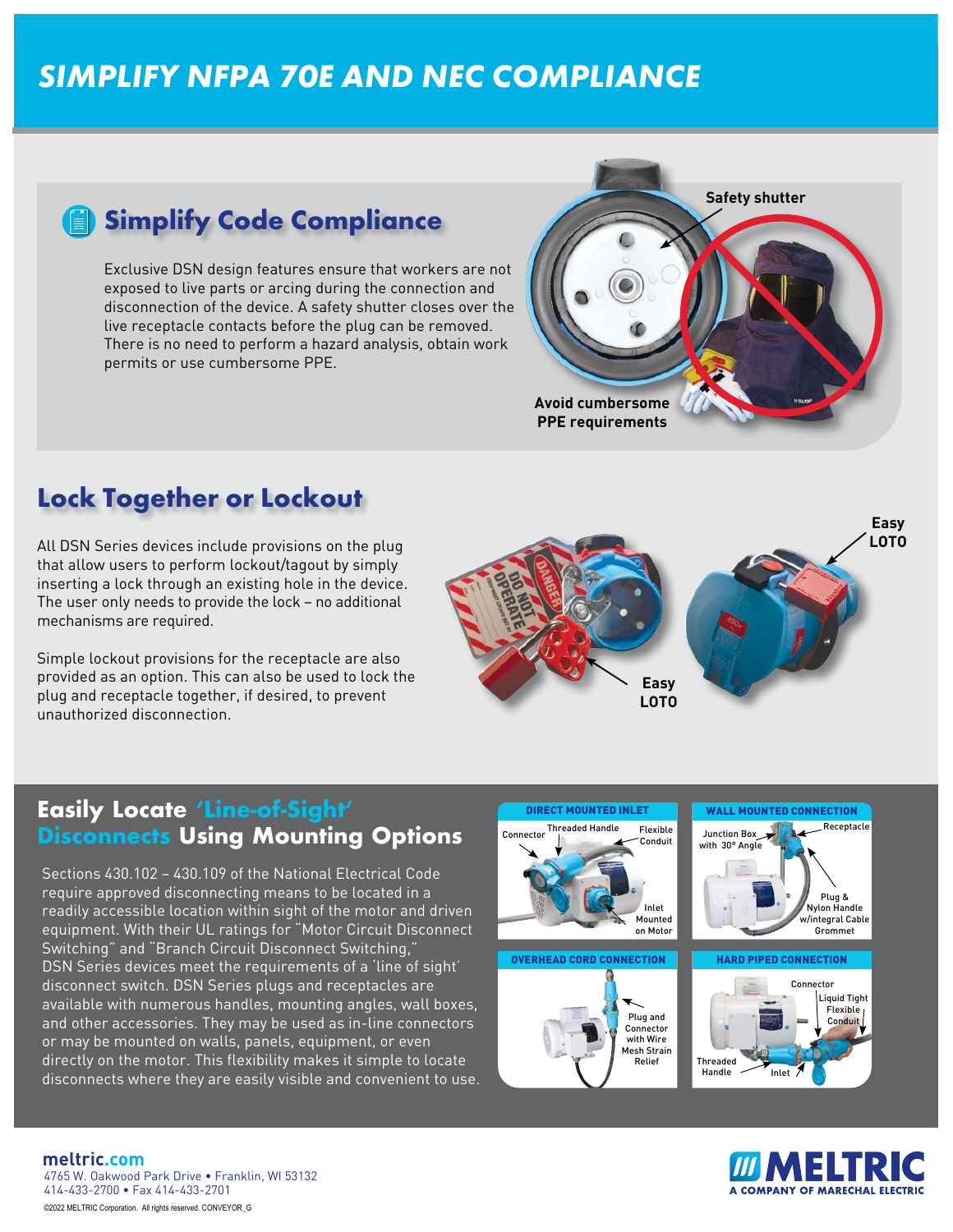# SIMPLIFY NFPA 70E AND NEC COMPLIANCE

## Simplify Code Compliance

Exclusive DSN design features ensure that workers are not exposed to live parts or arcing during the connection and disconnection of the device. A safety shutter closes over the live receptacle contacts before the plug can be removed. There is no need to perform a hazard analysis, obtain work permits or use cumbersome PPE.

Safety shutter

Avoid cumbersome PPE requirements

## Lock Together or Lockout

All DSN Series devices include provisions on the plug that allow users to perform lockout/tagout by simply inserting a lock through an existing hole in the device. The user only needs to provide the lock – no additional mechanisms are required.

Simple lockout provisions for the receptacle are also provided as an option. This can also be used to lock the plug and receptacle together, if desired, to prevent unauthorized disconnection.

Easy LOTO

Easy LOTO

## Easily Locate 'Line-of-Sight' Disconnects Using Mounting Options

Sections 430.102 – 430.109 of the National Electrical Code require approved disconnecting means to be located in a readily accessible location within sight of the motor and driven equipment. With their UL ratings for "Motor Circuit Disconnect Switching" and "Branch Circuit Disconnect Switching," DSN Series devices meet the requirements of a 'line of sight' disconnect switch. DSN Series plugs and receptacles are available with numerous handles, mounting angles, wall boxes, and other accessories. They may be used as in-line connectors or may be mounted on walls, panels, equipment, or even directly on the motor. This flexibility makes it simple to locate disconnects where they are easily visible and convenient to use.

**DIRECT MOUNTED INLET**

Connector, Threaded Handle, Flexible Conduit, Inlet Mounted on Motor

**WALL MOUNTED CONNECTION**

Junction Box with 30° Angle, Receptacle, Plug & Nylon Handle w/integral Cable Grommet

**OVERHEAD CORD CONNECTION**

Plug and Connector with Wire Mesh Strain Relief

**HARD PIPED CONNECTION**

Connector, Liquid Tight Flexible Conduit, Threaded Handle, Inlet

**meltric.com**
4765 W. Oakwood Park Drive • Franklin, WI 53132
414-433-2700 • Fax 414-433-2701

©2022 MELTRIC Corporation. All rights reserved. CONVEYOR_G

MELTRIC
A COMPANY OF MARECHAL ELECTRIC